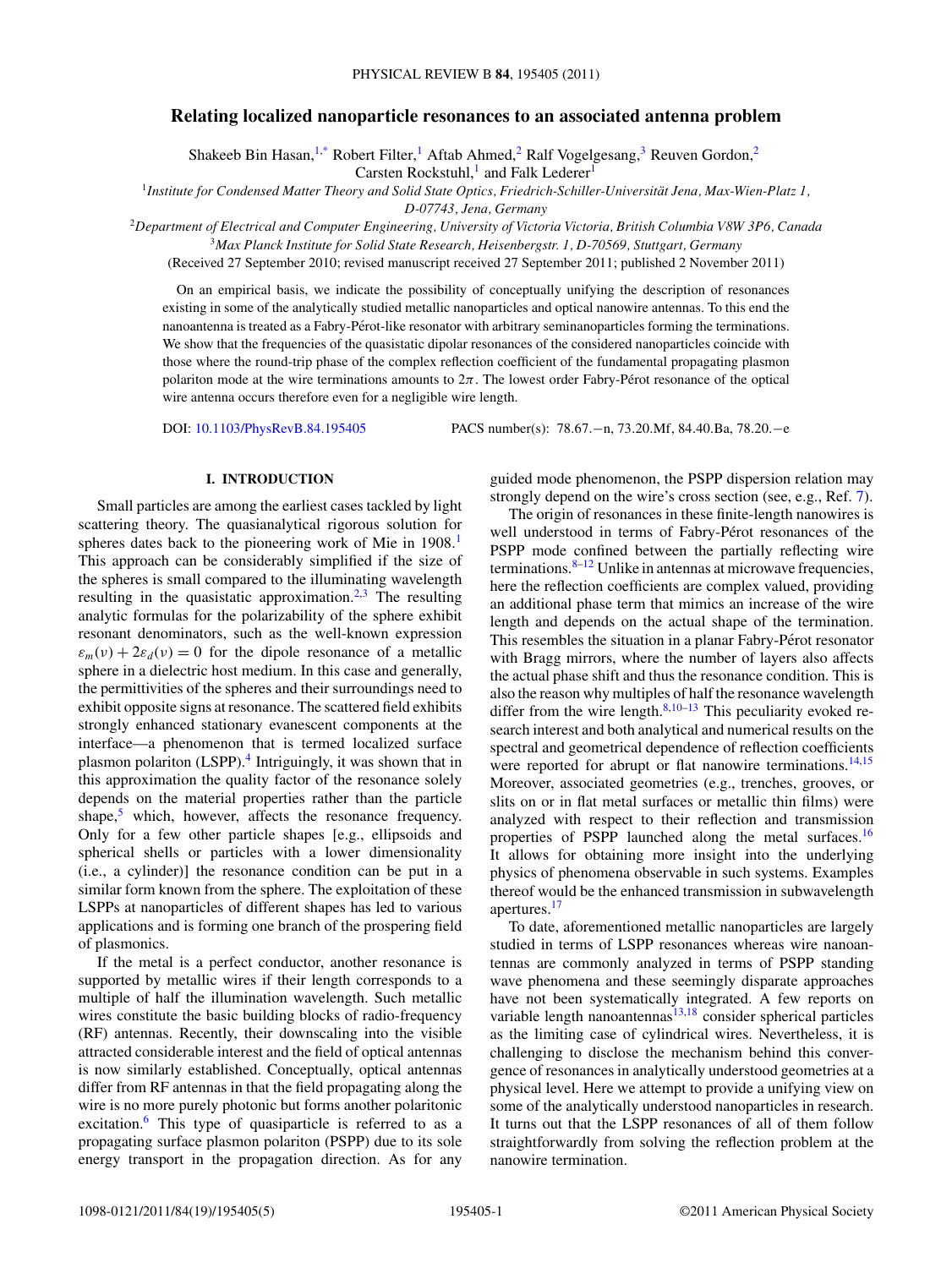# Relating localized nanoparticle resonances to an associated antenna problem

Shakeeb Bin Hasan,[1,*] Robert Filter,[1] Aftab Ahmed,[2] Ralf Vogelgesang,[3] Reuven Gordon,[2] Carsten Rockstuhl,[1] and Falk Lederer[1]

[1]*Institute for Condensed Matter Theory and Solid State Optics, Friedrich-Schiller-Universität Jena, Max-Wien-Platz 1, D-07743, Jena, Germany*

[2]*Department of Electrical and Computer Engineering, University of Victoria Victoria, British Columbia V8W 3P6, Canada*

[3]*Max Planck Institute for Solid State Research, Heisenbergstr. 1, D-70569, Stuttgart, Germany*

(Received 27 September 2010; revised manuscript received 27 September 2011; published 2 November 2011)

On an empirical basis, we indicate the possibility of conceptually unifying the description of resonances existing in some of the analytically studied metallic nanoparticles and optical nanowire antennas. To this end the nanoantenna is treated as a Fabry-Pérot-like resonator with arbitrary seminanoparticles forming the terminations. We show that the frequencies of the quasistatic dipolar resonances of the considered nanoparticles coincide with those where the round-trip phase of the complex reflection coefficient of the fundamental propagating plasmon polariton mode at the wire terminations amounts to $2\pi$. The lowest order Fabry-Pérot resonance of the optical wire antenna occurs therefore even for a negligible wire length.

DOI: 10.1103/PhysRevB.84.195405 PACS number(s): 78.67.−n, 73.20.Mf, 84.40.Ba, 78.20.−e

## I. INTRODUCTION

Small particles are among the earliest cases tackled by light scattering theory. The quasianalytical rigorous solution for spheres dates back to the pioneering work of Mie in 1908.[1] This approach can be considerably simplified if the size of the spheres is small compared to the illuminating wavelength resulting in the quasistatic approximation.[2,3] The resulting analytic formulas for the polarizability of the sphere exhibit resonant denominators, such as the well-known expression $\varepsilon_m(\nu) + 2\varepsilon_d(\nu) = 0$ for the dipole resonance of a metallic sphere in a dielectric host medium. In this case and generally, the permittivities of the spheres and their surroundings need to exhibit opposite signs at resonance. The scattered field exhibits strongly enhanced stationary evanescent components at the interface—a phenomenon that is termed localized surface plasmon polariton (LSPP).[4] Intriguingly, it was shown that in this approximation the quality factor of the resonance solely depends on the material properties rather than the particle shape,[5] which, however, affects the resonance frequency. Only for a few other particle shapes [e.g., ellipsoids and spherical shells or particles with a lower dimensionality (i.e., a cylinder)] the resonance condition can be put in a similar form known from the sphere. The exploitation of these LSPPs at nanoparticles of different shapes has led to various applications and is forming one branch of the prospering field of plasmonics.

If the metal is a perfect conductor, another resonance is supported by metallic wires if their length corresponds to a multiple of half the illumination wavelength. Such metallic wires constitute the basic building blocks of radio-frequency (RF) antennas. Recently, their downscaling into the visible attracted considerable interest and the field of optical antennas is now similarly established. Conceptually, optical antennas differ from RF antennas in that the field propagating along the wire is no more purely photonic but forms another polaritonic excitation.[6] This type of quasiparticle is referred to as a propagating surface plasmon polariton (PSPP) due to its sole energy transport in the propagation direction. As for any guided mode phenomenon, the PSPP dispersion relation may strongly depend on the wire's cross section (see, e.g., Ref. 7).

The origin of resonances in these finite-length nanowires is well understood in terms of Fabry-Pérot resonances of the PSPP mode confined between the partially reflecting wire terminations.[8–12] Unlike in antennas at microwave frequencies, here the reflection coefficients are complex valued, providing an additional phase term that mimics an increase of the wire length and depends on the actual shape of the termination. This resembles the situation in a planar Fabry-Pérot resonator with Bragg mirrors, where the number of layers also affects the actual phase shift and thus the resonance condition. This is also the reason why multiples of half the resonance wavelength differ from the wire length.[8,10–13] This peculiarity evoked research interest and both analytical and numerical results on the spectral and geometrical dependence of reflection coefficients were reported for abrupt or flat nanowire terminations.[14,15] Moreover, associated geometries (e.g., trenches, grooves, or slits on or in flat metal surfaces or metallic thin films) were analyzed with respect to their reflection and transmission properties of PSPP launched along the metal surfaces.[16] It allows for obtaining more insight into the underlying physics of phenomena observable in such systems. Examples thereof would be the enhanced transmission in subwavelength apertures.[17]

To date, aforementioned metallic nanoparticles are largely studied in terms of LSPP resonances whereas wire nanoantennas are commonly analyzed in terms of PSPP standing wave phenomena and these seemingly disparate approaches have not been systematically integrated. A few reports on variable length nanoantennas[13,18] consider spherical particles as the limiting case of cylindrical wires. Nevertheless, it is challenging to disclose the mechanism behind this convergence of resonances in analytically understood geometries at a physical level. Here we attempt to provide a unifying view on some of the analytically understood nanoparticles in research. It turns out that the LSPP resonances of all of them follow straightforwardly from solving the reflection problem at the nanowire termination.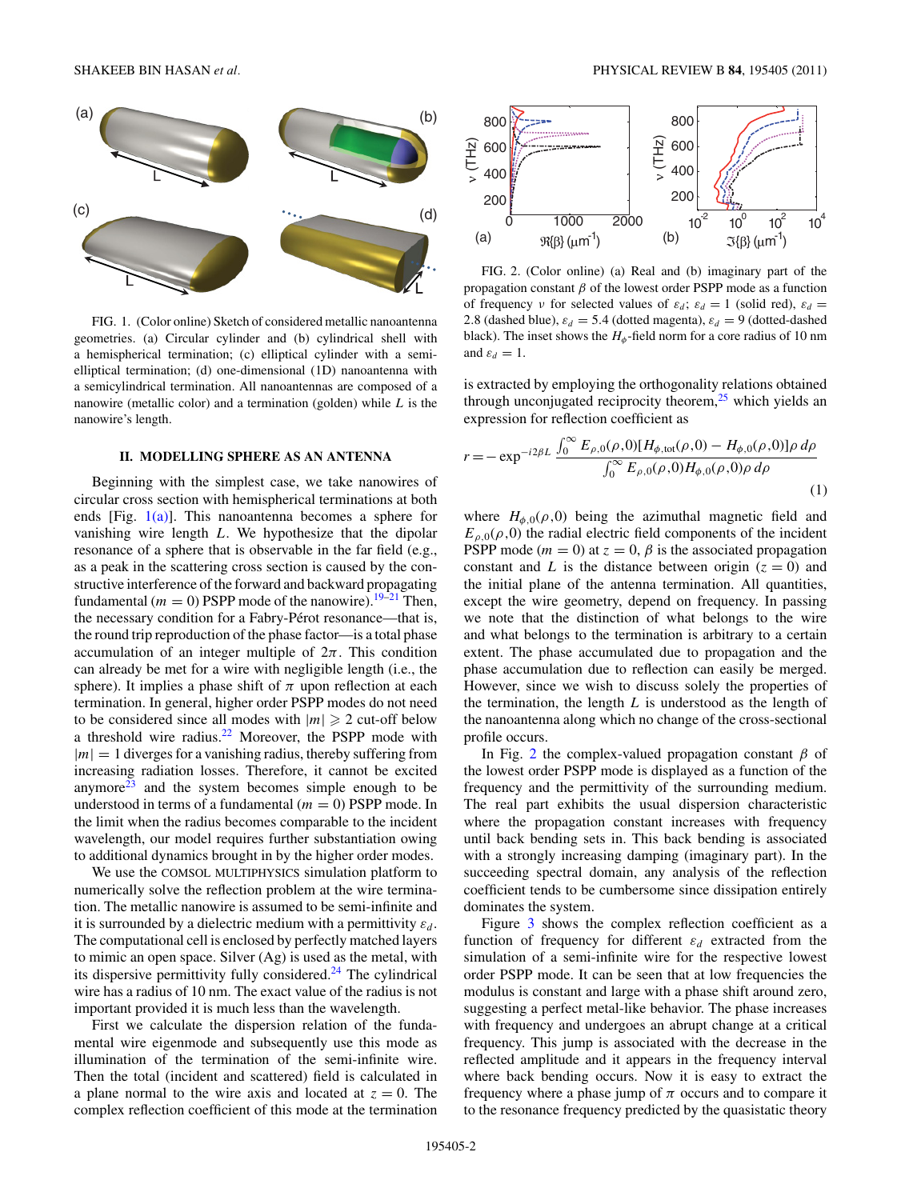FIG. 1. (Color online) Sketch of considered metallic nanoantenna geometries. (a) Circular cylinder and (b) cylindrical shell with a hemispherical termination; (c) elliptical cylinder with a semi-elliptical termination; (d) one-dimensional (1D) nanoantenna with a semicylindrical termination. All nanoantennas are composed of a nanowire (metallic color) and a termination (golden) while $L$ is the nanowire's length.

## II. MODELLING SPHERE AS AN ANTENNA

Beginning with the simplest case, we take nanowires of circular cross section with hemispherical terminations at both ends [Fig. 1(a)]. This nanoantenna becomes a sphere for vanishing wire length $L$. We hypothesize that the dipolar resonance of a sphere that is observable in the far field (e.g., as a peak in the scattering cross section is caused by the constructive interference of the forward and backward propagating fundamental ($m = 0$) PSPP mode of the nanowire).[19–21] Then, the necessary condition for a Fabry-Pérot resonance—that is, the round trip reproduction of the phase factor—is a total phase accumulation of an integer multiple of $2\pi$. This condition can already be met for a wire with negligible length (i.e., the sphere). It implies a phase shift of $\pi$ upon reflection at each termination. In general, higher order PSPP modes do not need to be considered since all modes with $|m| \geqslant 2$ cut-off below a threshold wire radius.[22] Moreover, the PSPP mode with $|m| = 1$ diverges for a vanishing radius, thereby suffering from increasing radiation losses. Therefore, it cannot be excited anymore[23] and the system becomes simple enough to be understood in terms of a fundamental ($m = 0$) PSPP mode. In the limit when the radius becomes comparable to the incident wavelength, our model requires further substantiation owing to additional dynamics brought in by the higher order modes.

We use the COMSOL MULTIPHYSICS simulation platform to numerically solve the reflection problem at the wire termination. The metallic nanowire is assumed to be semi-infinite and it is surrounded by a dielectric medium with a permittivity $\varepsilon_d$. The computational cell is enclosed by perfectly matched layers to mimic an open space. Silver (Ag) is used as the metal, with its dispersive permittivity fully considered.[24] The cylindrical wire has a radius of 10 nm. The exact value of the radius is not important provided it is much less than the wavelength.

First we calculate the dispersion relation of the fundamental wire eigenmode and subsequently use this mode as illumination of the termination of the semi-infinite wire. Then the total (incident and scattered) field is calculated in a plane normal to the wire axis and located at $z = 0$. The complex reflection coefficient of this mode at the termination is extracted by employing the orthogonality relations obtained through unconjugated reciprocity theorem,[25] which yields an expression for reflection coefficient as

$$r = -\exp^{-i2\beta L} \frac{\int_0^\infty E_{\rho,0}(\rho,0)[H_{\phi,\text{tot}}(\rho,0) - H_{\phi,0}(\rho,0)]\rho\, d\rho}{\int_0^\infty E_{\rho,0}(\rho,0)H_{\phi,0}(\rho,0)\rho\, d\rho} \tag{1}$$

where $H_{\phi,0}(\rho,0)$ being the azimuthal magnetic field and $E_{\rho,0}(\rho,0)$ the radial electric field components of the incident PSPP mode ($m = 0$) at $z = 0$, $\beta$ is the associated propagation constant and $L$ is the distance between origin ($z = 0$) and the initial plane of the antenna termination. All quantities, except the wire geometry, depend on frequency. In passing we note that the distinction of what belongs to the wire and what belongs to the termination is arbitrary to a certain extent. The phase accumulated due to propagation and the phase accumulation due to reflection can easily be merged. However, since we wish to discuss solely the properties of the termination, the length $L$ is understood as the length of the nanoantenna along which no change of the cross-sectional profile occurs.

FIG. 2. (Color online) (a) Real and (b) imaginary part of the propagation constant $\beta$ of the lowest order PSPP mode as a function of frequency $\nu$ for selected values of $\varepsilon_d$; $\varepsilon_d = 1$ (solid red), $\varepsilon_d = 2.8$ (dashed blue), $\varepsilon_d = 5.4$ (dotted magenta), $\varepsilon_d = 9$ (dotted-dashed black). The inset shows the $H_\phi$-field norm for a core radius of 10 nm and $\varepsilon_d = 1$.

In Fig. 2 the complex-valued propagation constant $\beta$ of the lowest order PSPP mode is displayed as a function of the frequency and the permittivity of the surrounding medium. The real part exhibits the usual dispersion characteristic where the propagation constant increases with frequency until back bending sets in. This back bending is associated with a strongly increasing damping (imaginary part). In the succeeding spectral domain, any analysis of the reflection coefficient tends to be cumbersome since dissipation entirely dominates the system.

Figure 3 shows the complex reflection coefficient as a function of frequency for different $\varepsilon_d$ extracted from the simulation of a semi-infinite wire for the respective lowest order PSPP mode. It can be seen that at low frequencies the modulus is constant and large with a phase shift around zero, suggesting a perfect metal-like behavior. The phase increases with frequency and undergoes an abrupt change at a critical frequency. This jump is associated with the decrease in the reflected amplitude and it appears in the frequency interval where back bending occurs. Now it is easy to extract the frequency where a phase jump of $\pi$ occurs and to compare it to the resonance frequency predicted by the quasistatic theory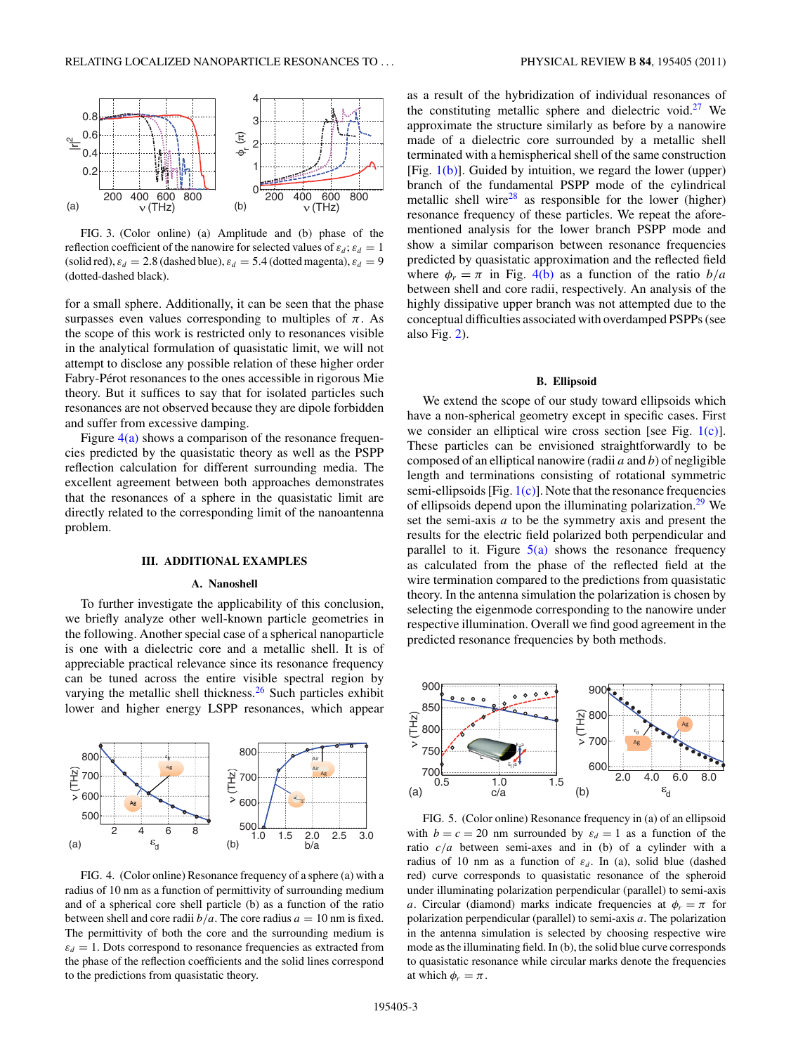FIG. 3. (Color online) (a) Amplitude and (b) phase of the reflection coefficient of the nanowire for selected values of $\varepsilon_d$; $\varepsilon_d = 1$ (solid red), $\varepsilon_d = 2.8$ (dashed blue), $\varepsilon_d = 5.4$ (dotted magenta), $\varepsilon_d = 9$ (dotted-dashed black).

for a small sphere. Additionally, it can be seen that the phase surpasses even values corresponding to multiples of $\pi$. As the scope of this work is restricted only to resonances visible in the analytical formulation of quasistatic limit, we will not attempt to disclose any possible relation of these higher order Fabry-Pérot resonances to the ones accessible in rigorous Mie theory. But it suffices to say that for isolated particles such resonances are not observed because they are dipole forbidden and suffer from excessive damping.

Figure 4(a) shows a comparison of the resonance frequencies predicted by the quasistatic theory as well as the PSPP reflection calculation for different surrounding media. The excellent agreement between both approaches demonstrates that the resonances of a sphere in the quasistatic limit are directly related to the corresponding limit of the nanoantenna problem.

## III. ADDITIONAL EXAMPLES

### A. Nanoshell

To further investigate the applicability of this conclusion, we briefly analyze other well-known particle geometries in the following. Another special case of a spherical nanoparticle is one with a dielectric core and a metallic shell. It is of appreciable practical relevance since its resonance frequency can be tuned across the entire visible spectral region by varying the metallic shell thickness.[26] Such particles exhibit lower and higher energy LSPP resonances, which appear as a result of the hybridization of individual resonances of the constituting metallic sphere and dielectric void.[27] We approximate the structure similarly as before by a nanowire made of a dielectric core surrounded by a metallic shell terminated with a hemispherical shell of the same construction [Fig. 1(b)]. Guided by intuition, we regard the lower (upper) branch of the fundamental PSPP mode of the cylindrical metallic shell wire[28] as responsible for the lower (higher) resonance frequency of these particles. We repeat the aforementioned analysis for the lower branch PSPP mode and show a similar comparison between resonance frequencies predicted by quasistatic approximation and the reflected field where $\phi_r = \pi$ in Fig. 4(b) as a function of the ratio $b/a$ between shell and core radii, respectively. An analysis of the highly dissipative upper branch was not attempted due to the conceptual difficulties associated with overdamped PSPPs (see also Fig. 2).

FIG. 4. (Color online) Resonance frequency of a sphere (a) with a radius of 10 nm as a function of permittivity of surrounding medium and of a spherical core shell particle (b) as a function of the ratio between shell and core radii $b/a$. The core radius $a = 10$ nm is fixed. The permittivity of both the core and the surrounding medium is $\varepsilon_d = 1$. Dots correspond to resonance frequencies as extracted from the phase of the reflection coefficients and the solid lines correspond to the predictions from quasistatic theory.

### B. Ellipsoid

We extend the scope of our study toward ellipsoids which have a non-spherical geometry except in specific cases. First we consider an elliptical wire cross section [see Fig. 1(c)]. These particles can be envisioned straightforwardly to be composed of an elliptical nanowire (radii $a$ and $b$) of negligible length and terminations consisting of rotational symmetric semi-ellipsoids [Fig. 1(c)]. Note that the resonance frequencies of ellipsoids depend upon the illuminating polarization.[29] We set the semi-axis $a$ to be the symmetry axis and present the results for the electric field polarized both perpendicular and parallel to it. Figure 5(a) shows the resonance frequency as calculated from the phase of the reflected field at the wire termination compared to the predictions from quasistatic theory. In the antenna simulation the polarization is chosen by selecting the eigenmode corresponding to the nanowire under respective illumination. Overall we find good agreement in the predicted resonance frequencies by both methods.

FIG. 5. (Color online) Resonance frequency in (a) of an ellipsoid with $b = c = 20$ nm surrounded by $\varepsilon_d = 1$ as a function of the ratio $c/a$ between semi-axes and in (b) of a cylinder with a radius of 10 nm as a function of $\varepsilon_d$. In (a), solid blue (dashed red) curve corresponds to quasistatic resonance of the spheroid under illuminating polarization perpendicular (parallel) to semi-axis $a$. Circular (diamond) marks indicate frequencies at $\phi_r = \pi$ for polarization perpendicular (parallel) to semi-axis $a$. The polarization in the antenna simulation is selected by choosing respective wire mode as the illuminating field. In (b), the solid blue curve corresponds to quasistatic resonance while circular marks denote the frequencies at which $\phi_r = \pi$.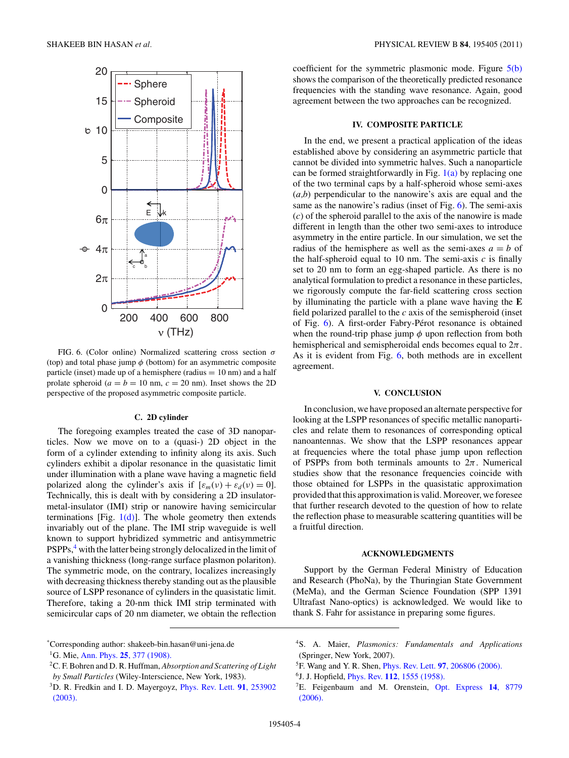FIG. 6. (Color online) Normalized scattering cross section $\sigma$ (top) and total phase jump $\phi$ (bottom) for an asymmetric composite particle (inset) made up of a hemisphere (radius = 10 nm) and a half prolate spheroid ($a = b = 10$ nm, $c = 20$ nm). Inset shows the 2D perspective of the proposed asymmetric composite particle.

### C. 2D cylinder

The foregoing examples treated the case of 3D nanoparticles. Now we move on to a (quasi-) 2D object in the form of a cylinder extending to infinity along its axis. Such cylinders exhibit a dipolar resonance in the quasistatic limit under illumination with a plane wave having a magnetic field polarized along the cylinder's axis if $[\varepsilon_m(\nu) + \varepsilon_d(\nu) = 0]$. Technically, this is dealt with by considering a 2D insulator-metal-insulator (IMI) strip or nanowire having semicircular terminations [Fig. 1(d)]. The whole geometry then extends invariably out of the plane. The IMI strip waveguide is well known to support hybridized symmetric and antisymmetric PSPPs,[4] with the latter being strongly delocalized in the limit of a vanishing thickness (long-range surface plasmon polariton). The symmetric mode, on the contrary, localizes increasingly with decreasing thickness thereby standing out as the plausible source of LSPP resonance of cylinders in the quasistatic limit. Therefore, taking a 20-nm thick IMI strip terminated with semicircular caps of 20 nm diameter, we obtain the reflection coefficient for the symmetric plasmonic mode. Figure 5(b) shows the comparison of the theoretically predicted resonance frequencies with the standing wave resonance. Again, good agreement between the two approaches can be recognized.

## IV. COMPOSITE PARTICLE

In the end, we present a practical application of the ideas established above by considering an asymmetric particle that cannot be divided into symmetric halves. Such a nanoparticle can be formed straightforwardly in Fig. 1(a) by replacing one of the two terminal caps by a half-spheroid whose semi-axes ($a$,$b$) perpendicular to the nanowire's axis are equal and the same as the nanowire's radius (inset of Fig. 6). The semi-axis ($c$) of the spheroid parallel to the axis of the nanowire is made different in length than the other two semi-axes to introduce asymmetry in the entire particle. In our simulation, we set the radius of the hemisphere as well as the semi-axes $a = b$ of the half-spheroid equal to 10 nm. The semi-axis $c$ is finally set to 20 nm to form an egg-shaped particle. As there is no analytical formulation to predict a resonance in these particles, we rigorously compute the far-field scattering cross section by illuminating the particle with a plane wave having the **E** field polarized parallel to the $c$ axis of the semisphericd (inset of Fig. 6). A first-order Fabry-Pérot resonance is obtained when the round-trip phase jump $\phi$ upon reflection from both hemispherical and semispheroidal ends becomes equal to $2\pi$. As it is evident from Fig. 6, both methods are in excellent agreement.

## V. CONCLUSION

In conclusion, we have proposed an alternate perspective for looking at the LSPP resonances of specific metallic nanoparticles and relate them to resonances of corresponding optical nanoantennas. We show that the LSPP resonances appear at frequencies where the total phase jump upon reflection of PSPPs from both terminals amounts to $2\pi$. Numerical studies show that the resonance frequencies coincide with those obtained for LSPPs in the quasistatic approximation provided that this approximation is valid. Moreover, we foresee that further research devoted to the question of how to relate the reflection phase to measurable scattering quantities will be a fruitful direction.

## ACKNOWLEDGMENTS

Support by the German Federal Ministry of Education and Research (PhoNa), by the Thuringian State Government (MeMa), and the German Science Foundation (SPP 1391 Ultrafast Nano-optics) is acknowledged. We would like to thank S. Fahr for assistance in preparing some figures.

---

*Corresponding author: shakeeb-bin.hasan@uni-jena.de

[1] G. Mie, Ann. Phys. **25**, 377 (1908).

[2] C. F. Bohren and D. R. Huffman, *Absorption and Scattering of Light by Small Particles* (Wiley-Interscience, New York, 1983).

[3] D. R. Fredkin and I. D. Mayergoyz, Phys. Rev. Lett. **91**, 253902 (2003).

[4] S. A. Maier, *Plasmonics: Fundamentals and Applications* (Springer, New York, 2007).

[5] F. Wang and Y. R. Shen, Phys. Rev. Lett. **97**, 206806 (2006).

[6] J. J. Hopfield, Phys. Rev. **112**, 1555 (1958).

[7] E. Feigenbaum and M. Orenstein, Opt. Express **14**, 8779 (2006).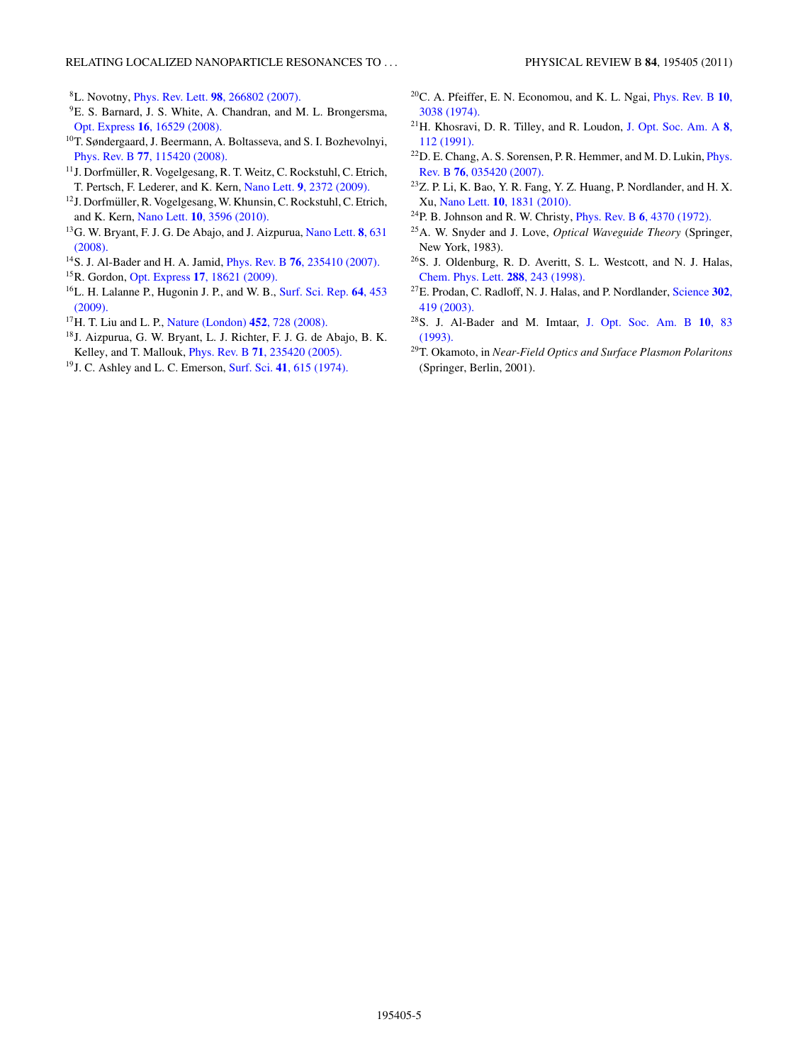[8] L. Novotny, Phys. Rev. Lett. **98**, 266802 (2007).

[9] E. S. Barnard, J. S. White, A. Chandran, and M. L. Brongersma, Opt. Express **16**, 16529 (2008).

[10] T. Søndergaard, J. Beermann, A. Boltasseva, and S. I. Bozhevolnyi, Phys. Rev. B **77**, 115420 (2008).

[11] J. Dorfmüller, R. Vogelgesang, R. T. Weitz, C. Rockstuhl, C. Etrich, T. Pertsch, F. Lederer, and K. Kern, Nano Lett. **9**, 2372 (2009).

[12] J. Dorfmüller, R. Vogelgesang, W. Khunsin, C. Rockstuhl, C. Etrich, and K. Kern, Nano Lett. **10**, 3596 (2010).

[13] G. W. Bryant, F. J. G. De Abajo, and J. Aizpurua, Nano Lett. **8**, 631 (2008).

[14] S. J. Al-Bader and H. A. Jamid, Phys. Rev. B **76**, 235410 (2007).

[15] R. Gordon, Opt. Express **17**, 18621 (2009).

[16] L. H. Lalanne P., Hugonin J. P., and W. B., Surf. Sci. Rep. **64**, 453 (2009).

[17] H. T. Liu and L. P., Nature (London) **452**, 728 (2008).

[18] J. Aizpurua, G. W. Bryant, L. J. Richter, F. J. G. de Abajo, B. K. Kelley, and T. Mallouk, Phys. Rev. B **71**, 235420 (2005).

[19] J. C. Ashley and L. C. Emerson, Surf. Sci. **41**, 615 (1974).

[20] C. A. Pfeiffer, E. N. Economou, and K. L. Ngai, Phys. Rev. B **10**, 3038 (1974).

[21] H. Khosravi, D. R. Tilley, and R. Loudon, J. Opt. Soc. Am. A **8**, 112 (1991).

[22] D. E. Chang, A. S. Sorensen, P. R. Hemmer, and M. D. Lukin, Phys. Rev. B **76**, 035420 (2007).

[23] Z. P. Li, K. Bao, Y. R. Fang, Y. Z. Huang, P. Nordlander, and H. X. Xu, Nano Lett. **10**, 1831 (2010).

[24] P. B. Johnson and R. W. Christy, Phys. Rev. B **6**, 4370 (1972).

[25] A. W. Snyder and J. Love, *Optical Waveguide Theory* (Springer, New York, 1983).

[26] S. J. Oldenburg, R. D. Averitt, S. L. Westcott, and N. J. Halas, Chem. Phys. Lett. **288**, 243 (1998).

[27] E. Prodan, C. Radloff, N. J. Halas, and P. Nordlander, Science **302**, 419 (2003).

[28] S. J. Al-Bader and M. Imtaar, J. Opt. Soc. Am. B **10**, 83 (1993).

[29] T. Okamoto, in *Near-Field Optics and Surface Plasmon Polaritons* (Springer, Berlin, 2001).